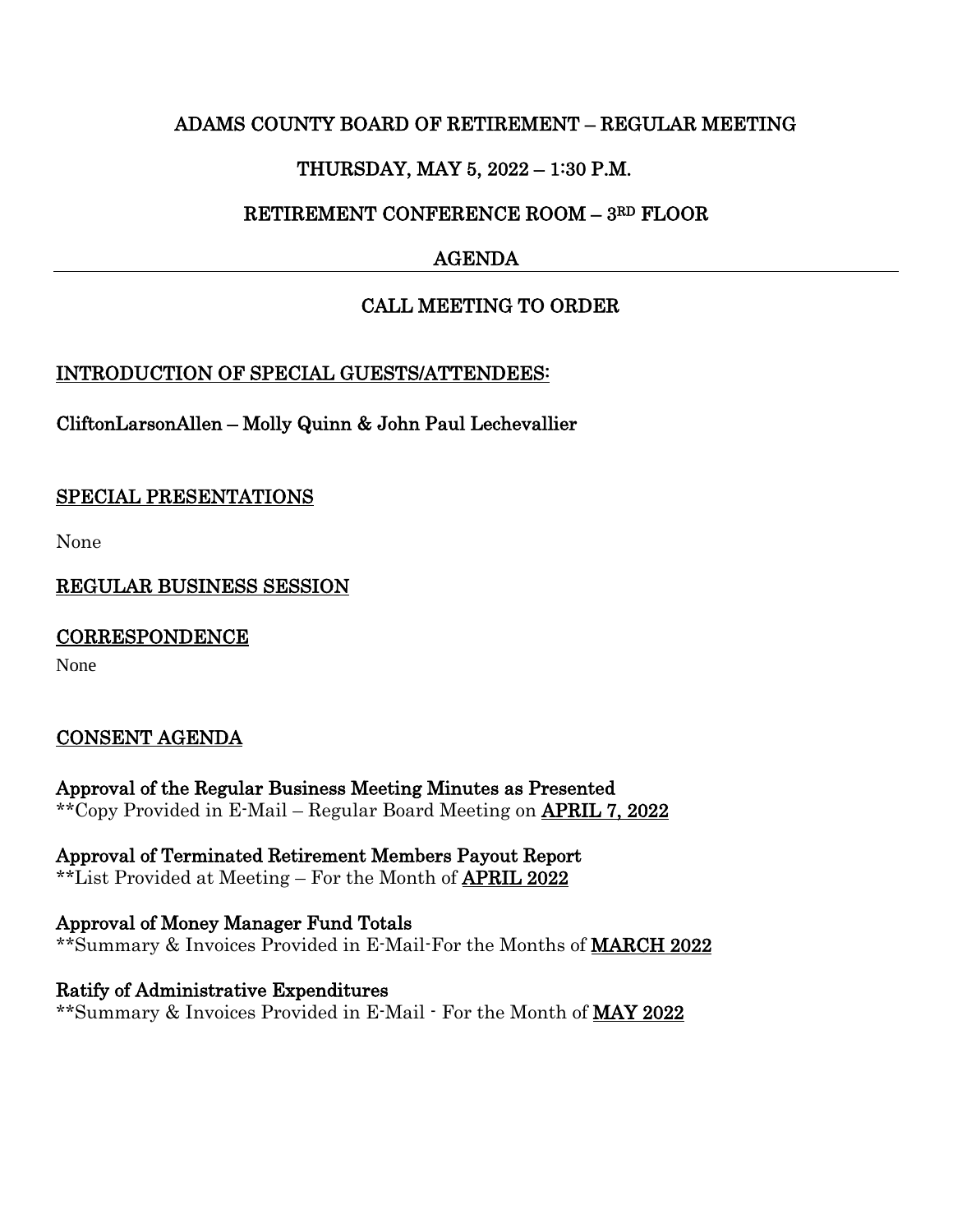# ADAMS COUNTY BOARD OF RETIREMENT – REGULAR MEETING

## THURSDAY, MAY 5, 2022 – 1:30 P.M.

## RETIREMENT CONFERENCE ROOM – 3RD FLOOR

## AGENDA

---

## CALL MEETING TO ORDER

### INTRODUCTION OF SPECIAL GUESTS/ATTENDEES:

**CliftonLarsonAllen – Molly Quinn & John Paul Lechevallier**

### SPECIAL PRESENTATIONS

None

### REGULAR BUSINESS SESSION

### CORRESPONDENCE

None

### CONSENT AGENDA

**Approval of the Regular Business Meeting Minutes as Presented**
**Copy Provided in E-Mail – Regular Board Meeting on **APRIL 7, 2022**

**Approval of Terminated Retirement Members Payout Report**
**List Provided at Meeting – For the Month of **APRIL 2022**

**Approval of Money Manager Fund Totals**
**Summary & Invoices Provided in E-Mail-For the Months of **MARCH 2022**

**Ratify of Administrative Expenditures**
**Summary & Invoices Provided in E-Mail - For the Month of **MAY 2022**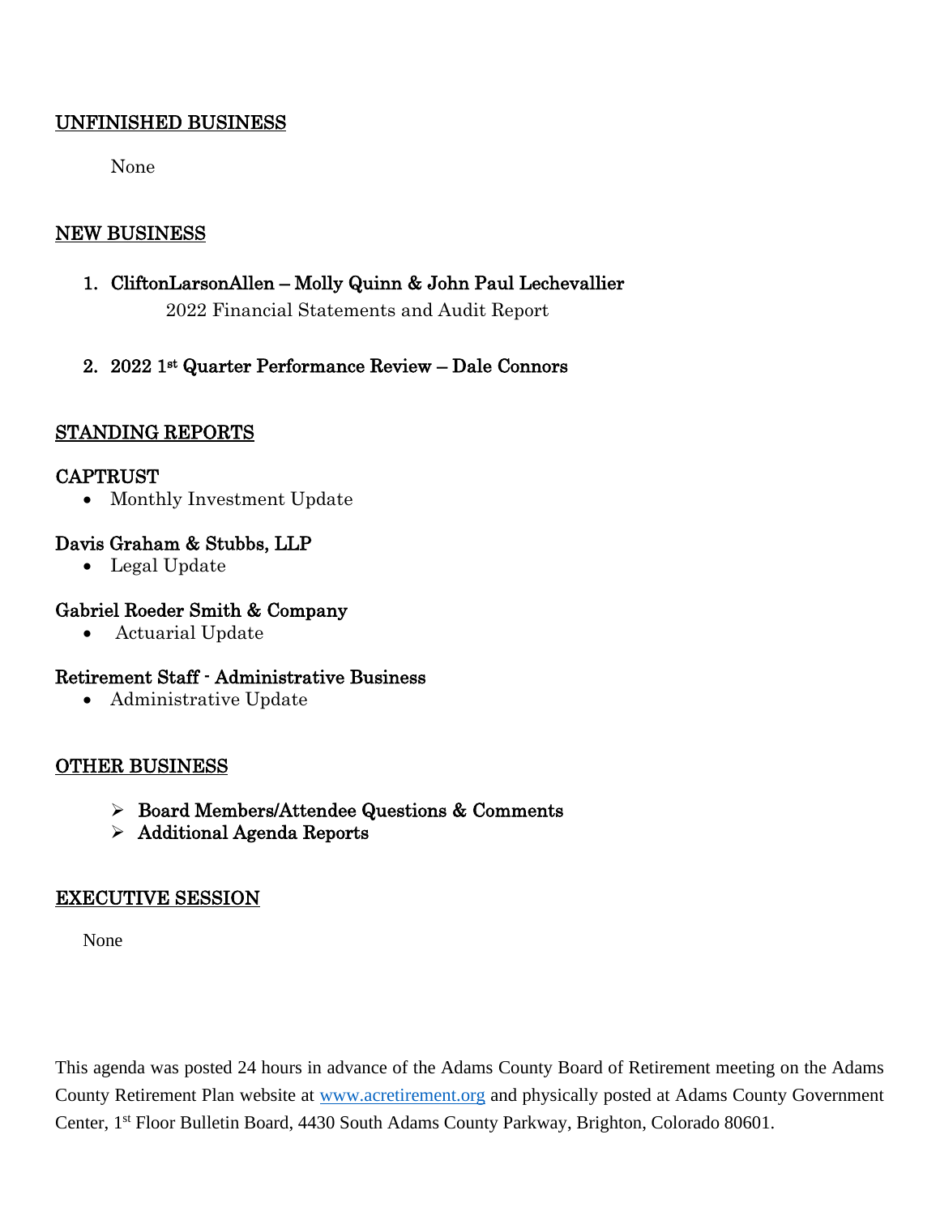## UNFINISHED BUSINESS

None

## NEW BUSINESS

1. **CliftonLarsonAllen – Molly Quinn & John Paul Lechevallier**
   2022 Financial Statements and Audit Report

2. **2022 1st Quarter Performance Review – Dale Connors**

## STANDING REPORTS

### CAPTRUST

- Monthly Investment Update

### Davis Graham & Stubbs, LLP

- Legal Update

### Gabriel Roeder Smith & Company

- Actuarial Update

### Retirement Staff - Administrative Business

- Administrative Update

## OTHER BUSINESS

- **Board Members/Attendee Questions & Comments**
- **Additional Agenda Reports**

## EXECUTIVE SESSION

None

This agenda was posted 24 hours in advance of the Adams County Board of Retirement meeting on the Adams County Retirement Plan website at www.acretirement.org and physically posted at Adams County Government Center, 1st Floor Bulletin Board, 4430 South Adams County Parkway, Brighton, Colorado 80601.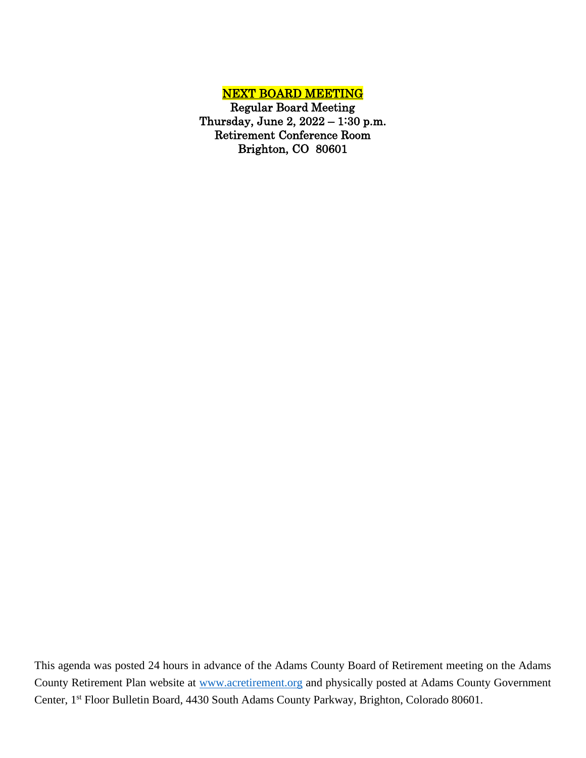**NEXT BOARD MEETING**

Regular Board Meeting
Thursday, June 2, 2022 – 1:30 p.m.
Retirement Conference Room
Brighton, CO 80601

This agenda was posted 24 hours in advance of the Adams County Board of Retirement meeting on the Adams County Retirement Plan website at www.acretirement.org and physically posted at Adams County Government Center, 1st Floor Bulletin Board, 4430 South Adams County Parkway, Brighton, Colorado 80601.